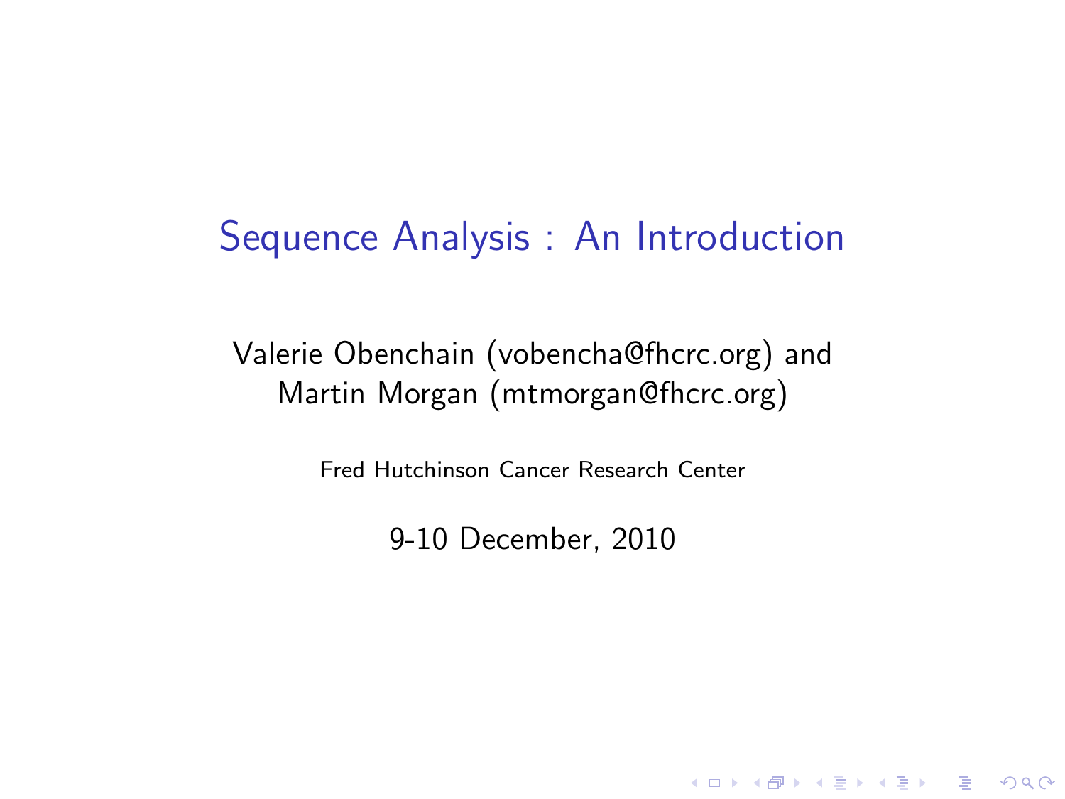# Sequence Analysis : An Introduction

Valerie Obenchain (vobencha@fhcrc.org) and
Martin Morgan (mtmorgan@fhcrc.org)

Fred Hutchinson Cancer Research Center

9-10 December, 2010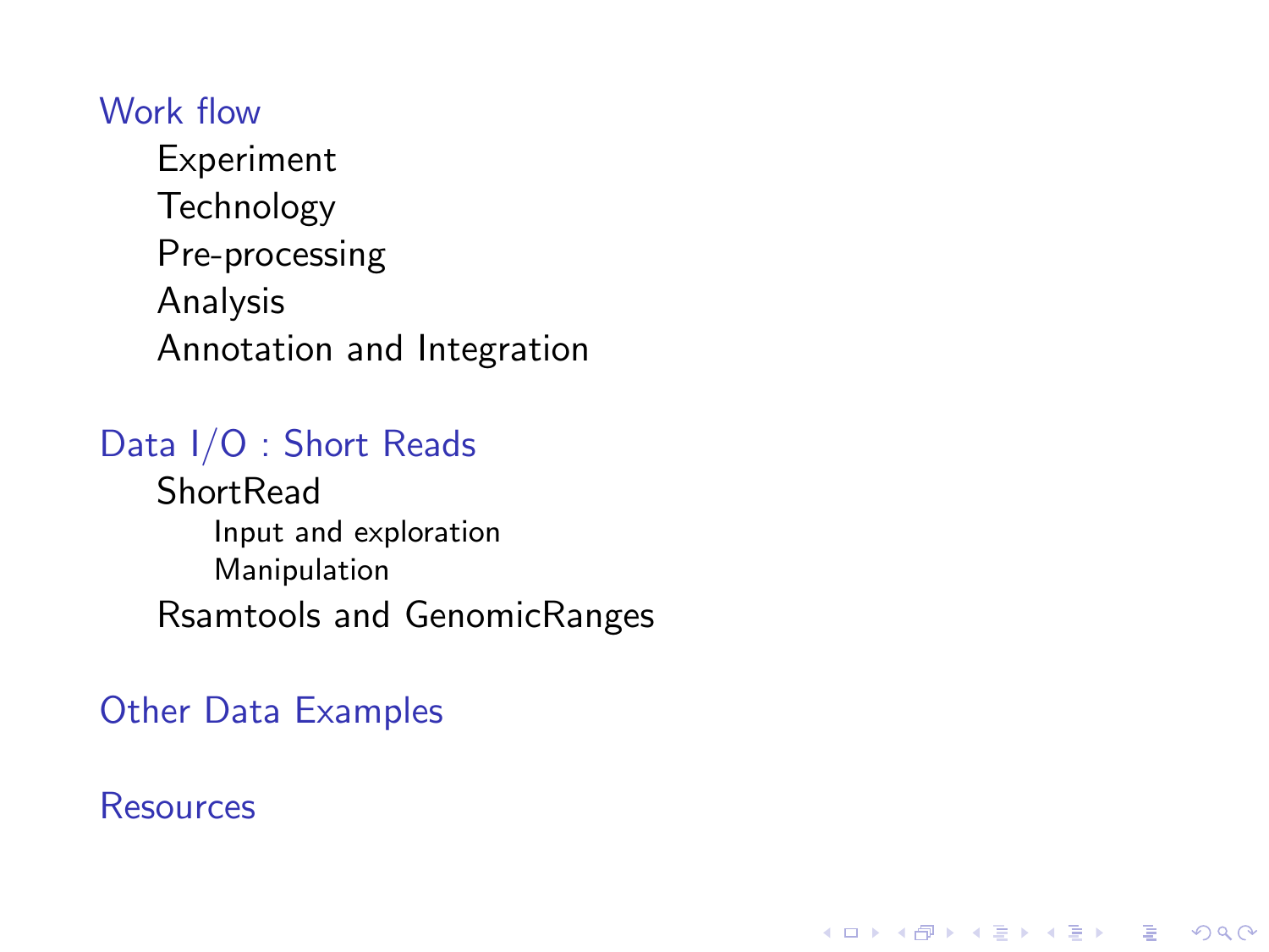## Work flow

- Experiment
- Technology
- Pre-processing
- Analysis
- Annotation and Integration

## Data I/O : Short Reads

- ShortRead
  - Input and exploration
  - Manipulation
- Rsamtools and GenomicRanges

## Other Data Examples

## Resources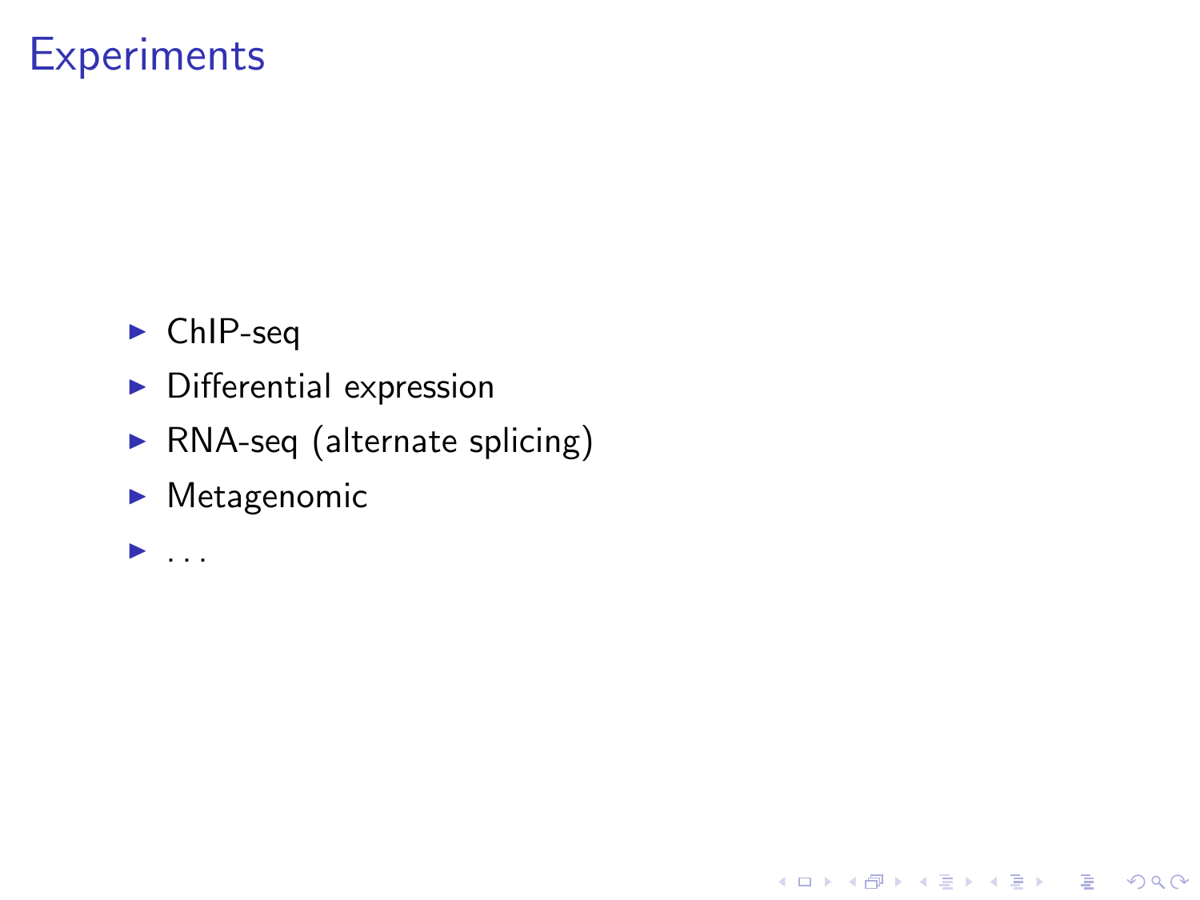# Experiments

- ChIP-seq
- Differential expression
- RNA-seq (alternate splicing)
- Metagenomic
- ...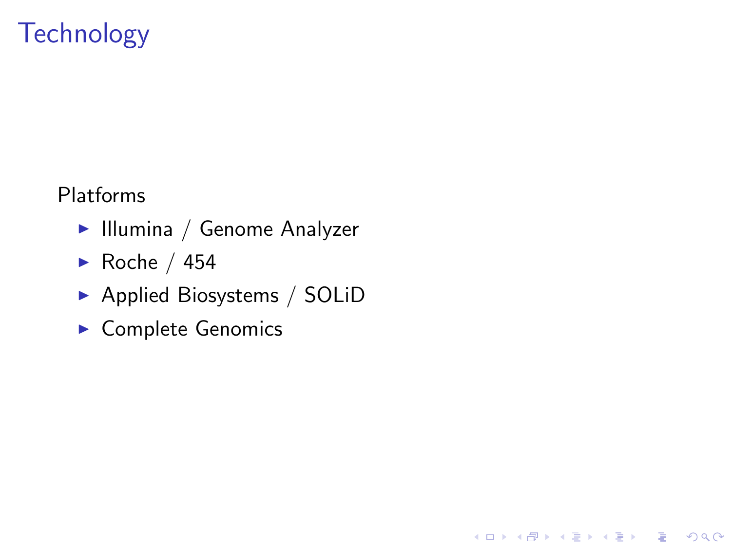# Technology

Platforms

- Illumina / Genome Analyzer
- Roche / 454
- Applied Biosystems / SOLiD
- Complete Genomics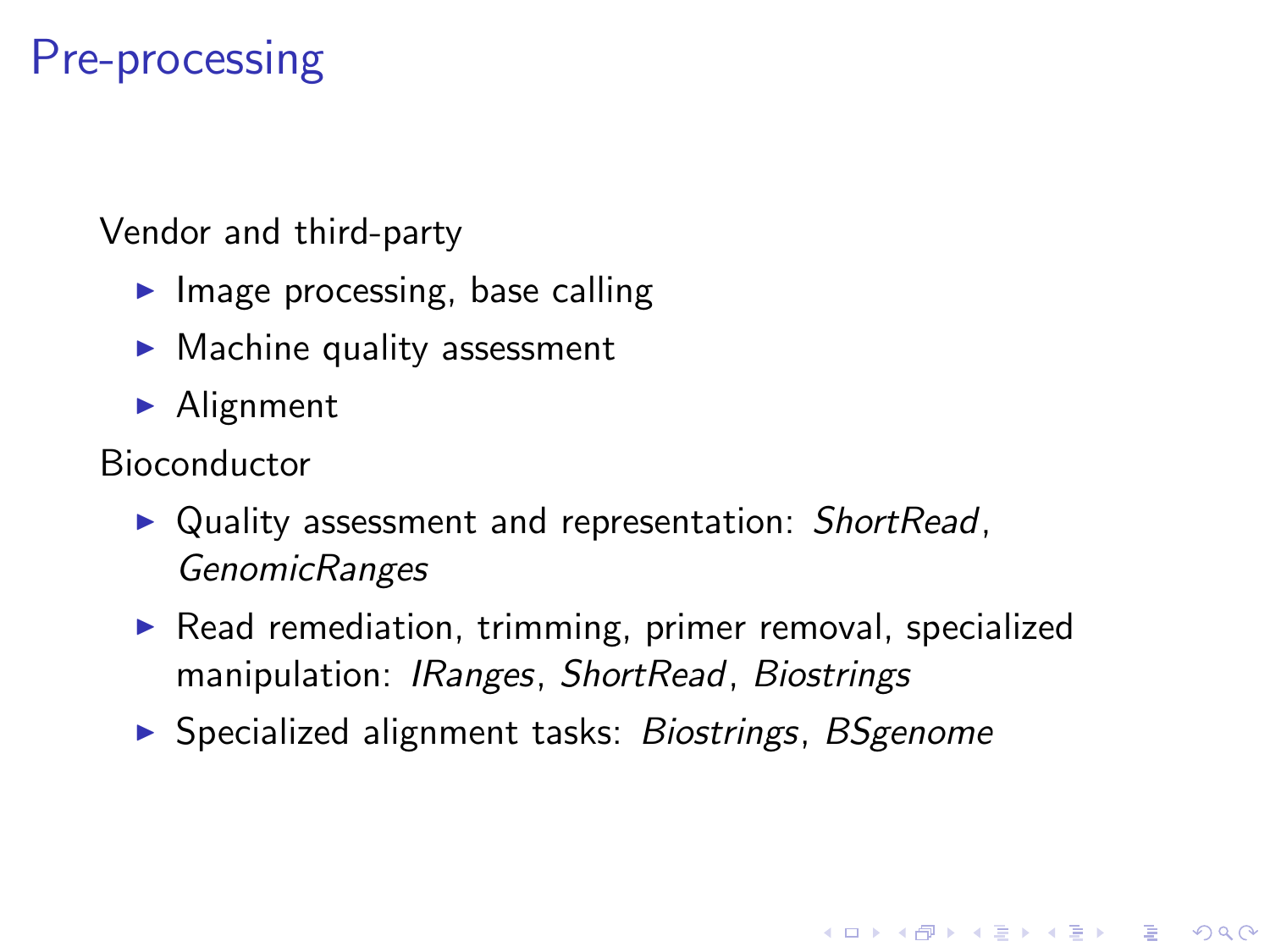# Pre-processing

Vendor and third-party

- Image processing, base calling
- Machine quality assessment
- Alignment

Bioconductor

- Quality assessment and representation: *ShortRead*, *GenomicRanges*
- Read remediation, trimming, primer removal, specialized manipulation: *IRanges*, *ShortRead*, *Biostrings*
- Specialized alignment tasks: *Biostrings*, *BSgenome*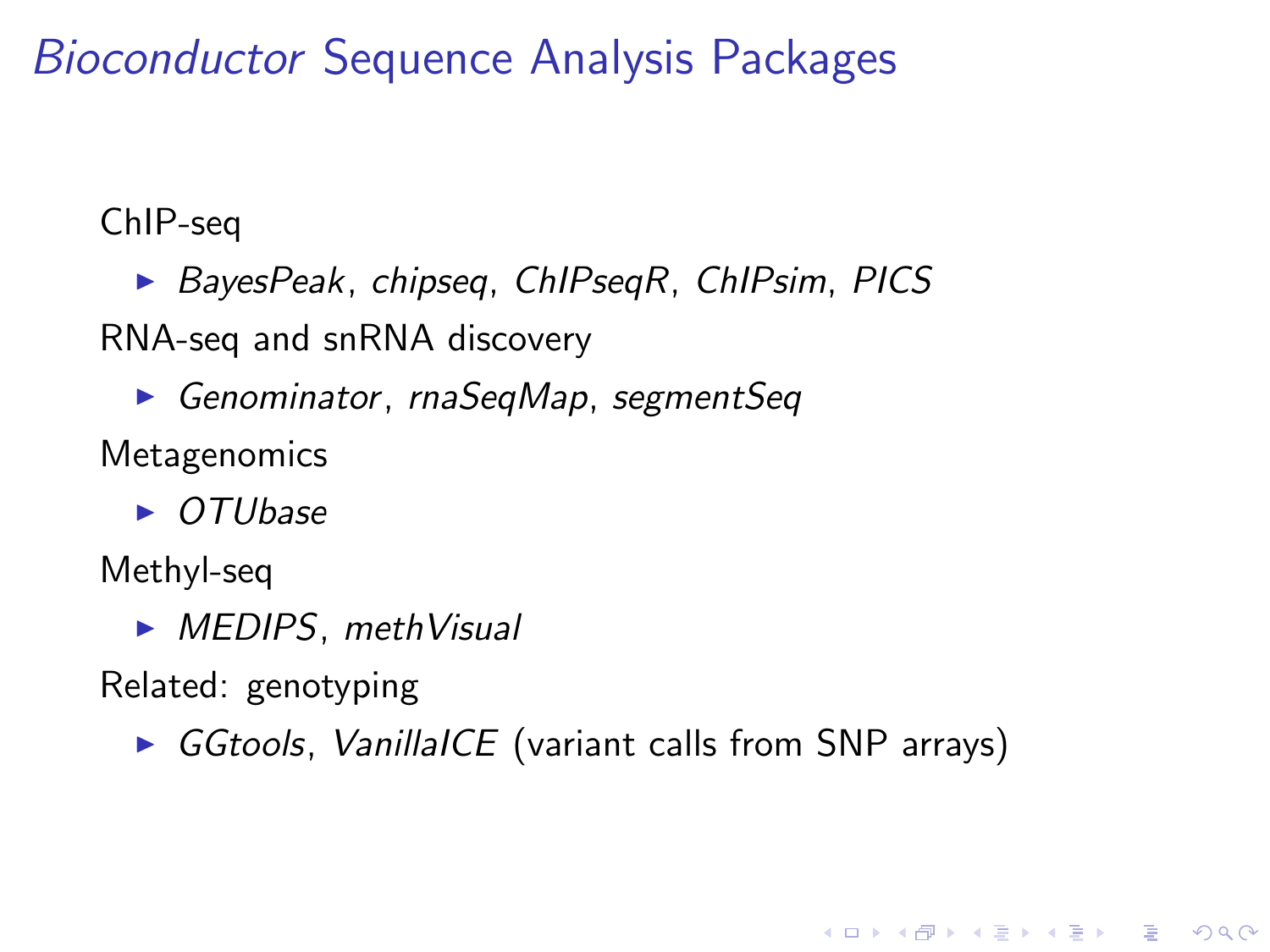# *Bioconductor* Sequence Analysis Packages

ChIP-seq

- *BayesPeak*, *chipseq*, *ChIPseqR*, *ChIPsim*, *PICS*

RNA-seq and snRNA discovery

- *Genominator*, *rnaSeqMap*, *segmentSeq*

Metagenomics

- *OTUbase*

Methyl-seq

- *MEDIPS*, *methVisual*

Related: genotyping

- *GGtools*, *VanillaICE* (variant calls from SNP arrays)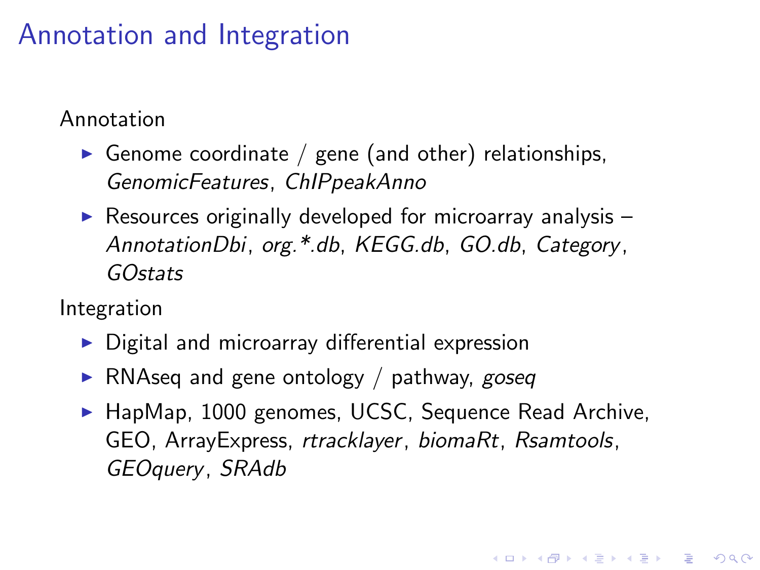# Annotation and Integration

Annotation

- Genome coordinate / gene (and other) relationships, *GenomicFeatures*, *ChIPpeakAnno*
- Resources originally developed for microarray analysis – *AnnotationDbi*, *org.*.db*, *KEGG.db*, *GO.db*, *Category*, *GOstats*

Integration

- Digital and microarray differential expression
- RNAseq and gene ontology / pathway, *goseq*
- HapMap, 1000 genomes, UCSC, Sequence Read Archive, GEO, ArrayExpress, *rtracklayer*, *biomaRt*, *Rsamtools*, *GEOquery*, *SRAdb*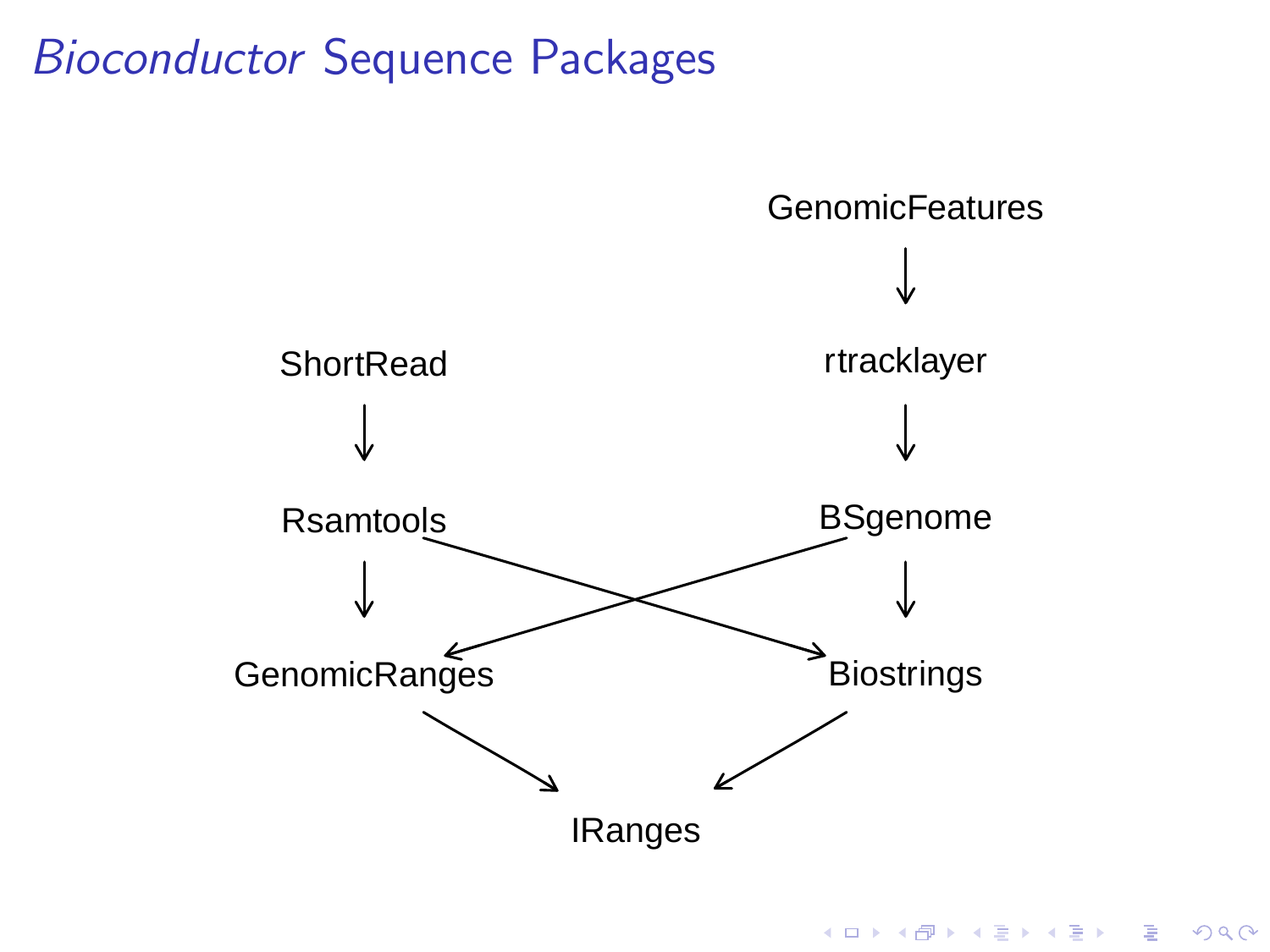# *Bioconductor* Sequence Packages

GenomicFeatures

ShortRead

rtracklayer

Rsamtools

BSgenome

GenomicRanges

Biostrings

IRanges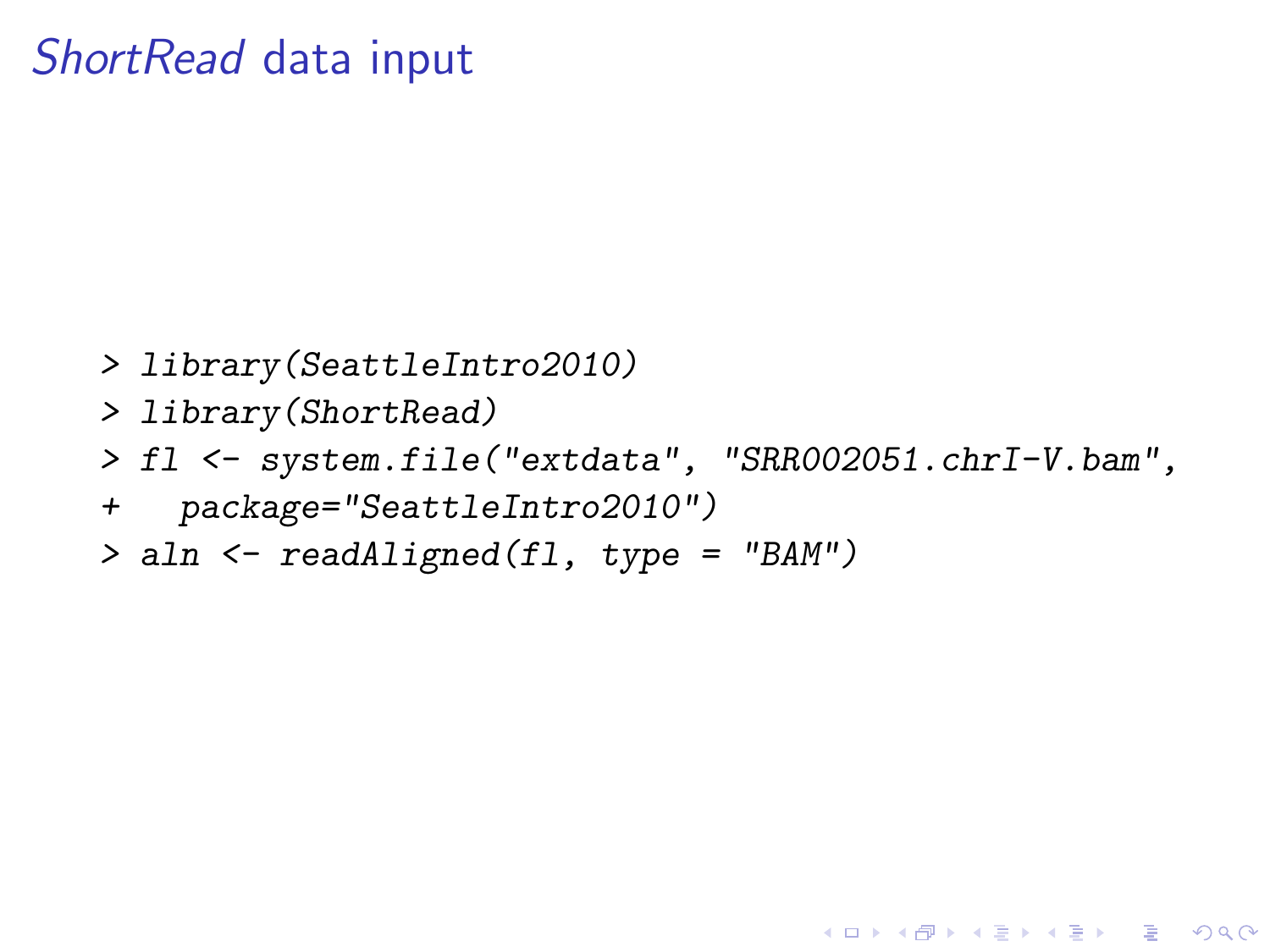# *ShortRead* data input

```
> library(SeattleIntro2010)
> library(ShortRead)
> fl <- system.file("extdata", "SRR002051.chrI-V.bam",
+   package="SeattleIntro2010")
> aln <- readAligned(fl, type = "BAM")
```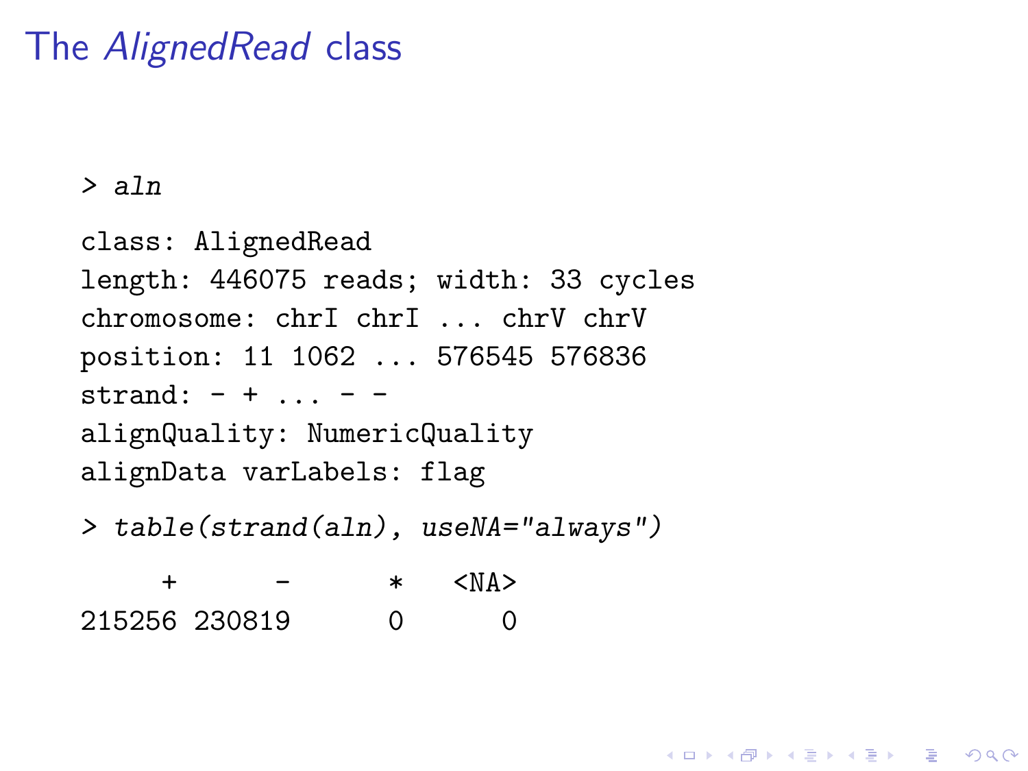# The *AlignedRead* class

```
> aln
class: AlignedRead
length: 446075 reads; width: 33 cycles
chromosome: chrI chrI ... chrV chrV
position: 11 1062 ... 576545 576836
strand: - + ... - -
alignQuality: NumericQuality
alignData varLabels: flag
> table(strand(aln), useNA="always")

     +      -      *   <NA>
215256 230819      0      0
```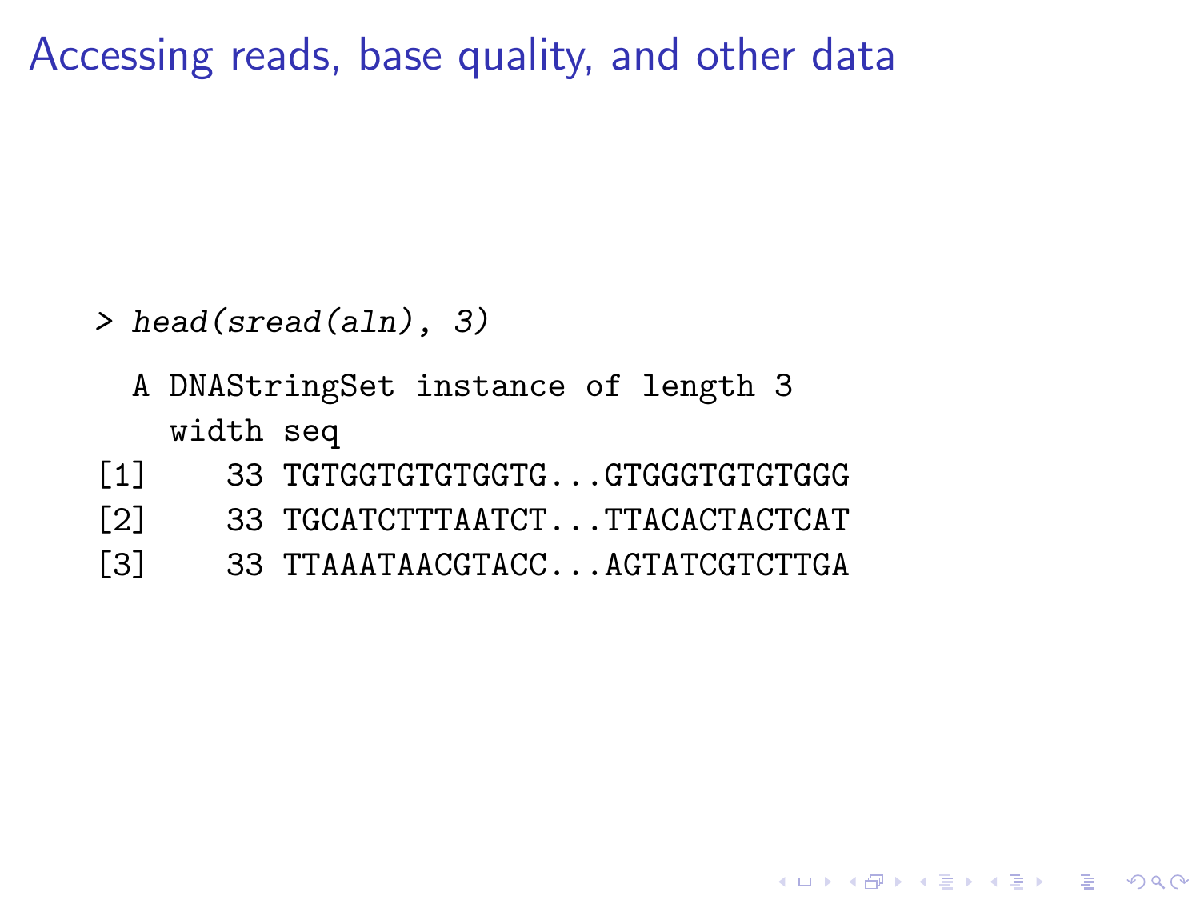# Accessing reads, base quality, and other data

```
> head(sread(aln), 3)

  A DNAStringSet instance of length 3
    width seq
[1]    33 TGTGGTGTGTGGTG...GTGGGTGTGTGGG
[2]    33 TGCATCTTTAATCT...TTACACTACTCAT
[3]    33 TTAAATAACGTACC...AGTATCGTCTTGA
```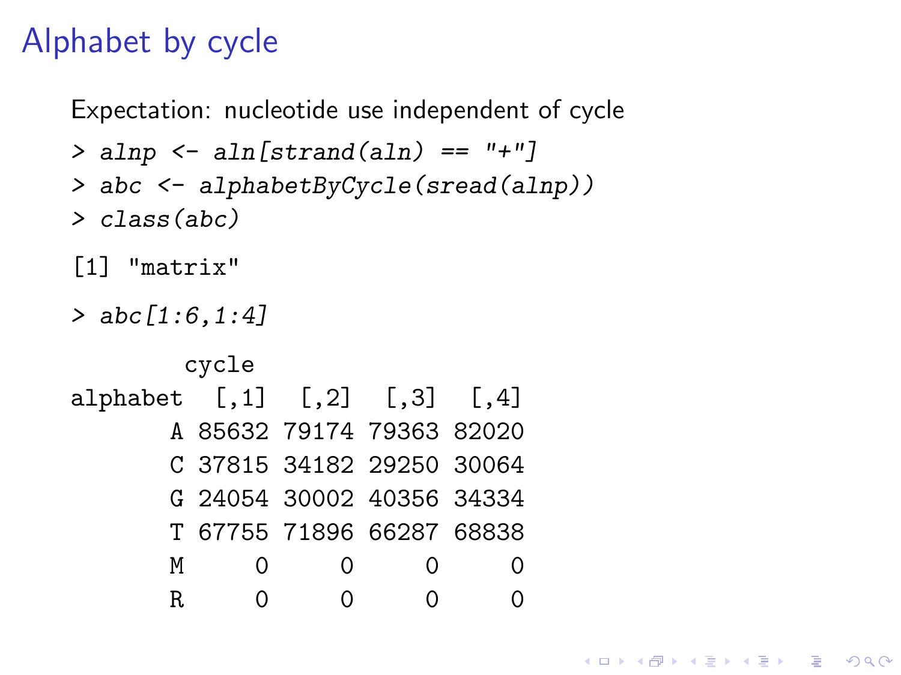# Alphabet by cycle

Expectation: nucleotide use independent of cycle

```
> alnp <- aln[strand(aln) == "+"]
> abc <- alphabetByCycle(sread(alnp))
> class(abc)
```

```
[1] "matrix"
```

```
> abc[1:6,1:4]
```

```
        cycle
alphabet  [,1]  [,2]  [,3]  [,4]
       A 85632 79174 79363 82020
       C 37815 34182 29250 30064
       G 24054 30002 40356 34334
       T 67755 71896 66287 68838
       M     0     0     0     0
       R     0     0     0     0
```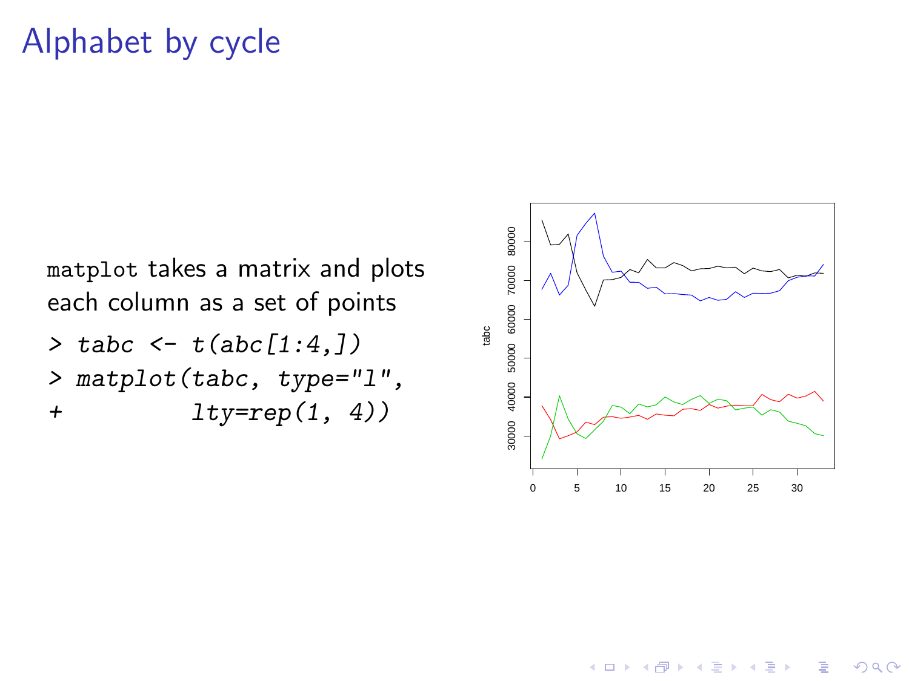# Alphabet by cycle

`matplot` takes a matrix and plots each column as a set of points

```
> tabc <- t(abc[1:4,])
> matplot(tabc, type="l",
+         lty=rep(1, 4))
```

tabc

30000 40000 50000 60000 70000 80000

0 5 10 15 20 25 30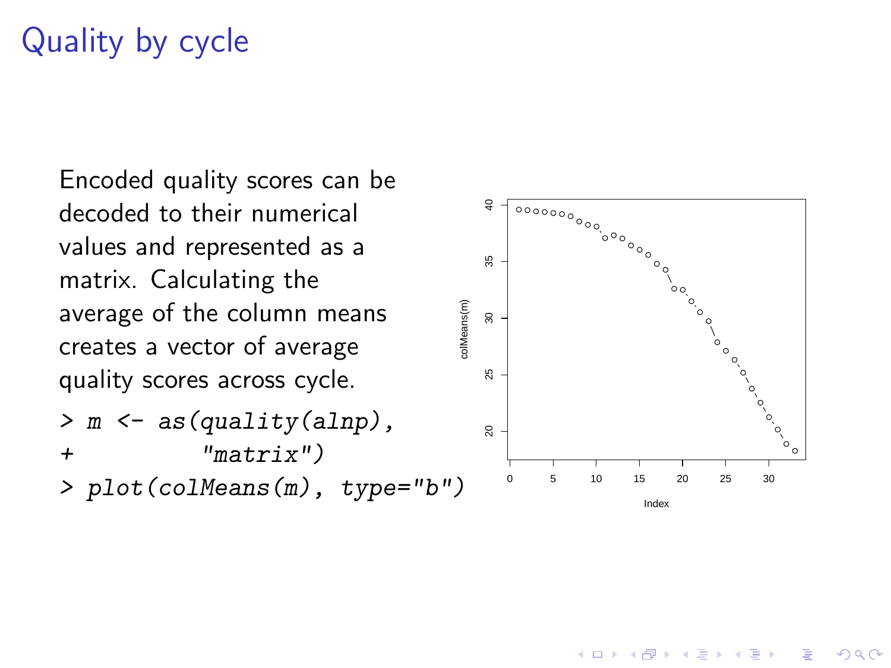# Quality by cycle

Encoded quality scores can be decoded to their numerical values and represented as a matrix. Calculating the average of the column means creates a vector of average quality scores across cycle.

```
> m <- as(quality(alnp),
+          "matrix")
> plot(colMeans(m), type="b")
```

colMeans(m)

40
35
30
25
20

0 5 10 15 20 25 30

Index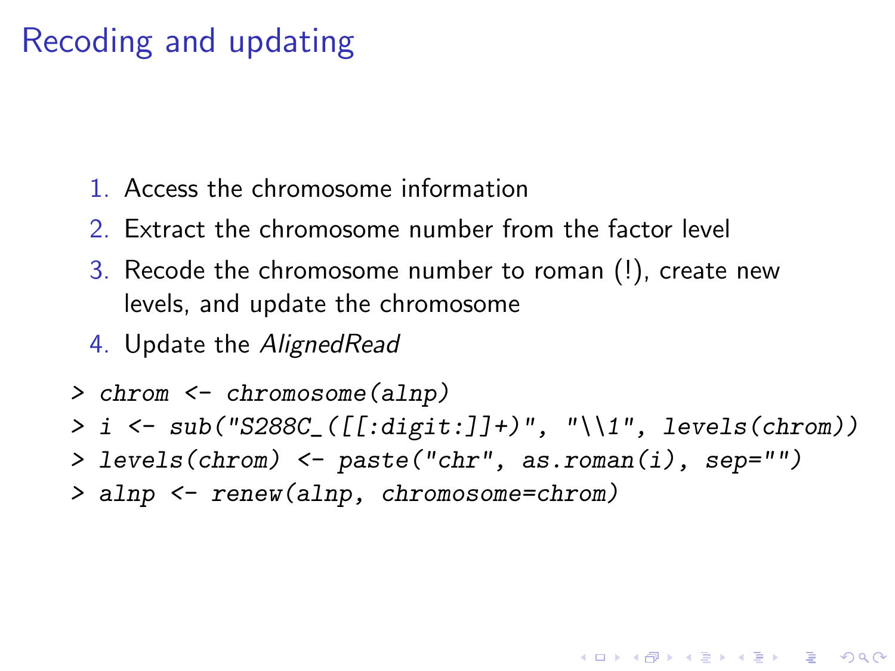# Recoding and updating

1. Access the chromosome information
2. Extract the chromosome number from the factor level
3. Recode the chromosome number to roman (!), create new levels, and update the chromosome
4. Update the *AlignedRead*

```
> chrom <- chromosome(alnp)
> i <- sub("S288C_([[:digit:]]+)", "\\1", levels(chrom))
> levels(chrom) <- paste("chr", as.roman(i), sep="")
> alnp <- renew(alnp, chromosome=chrom)
```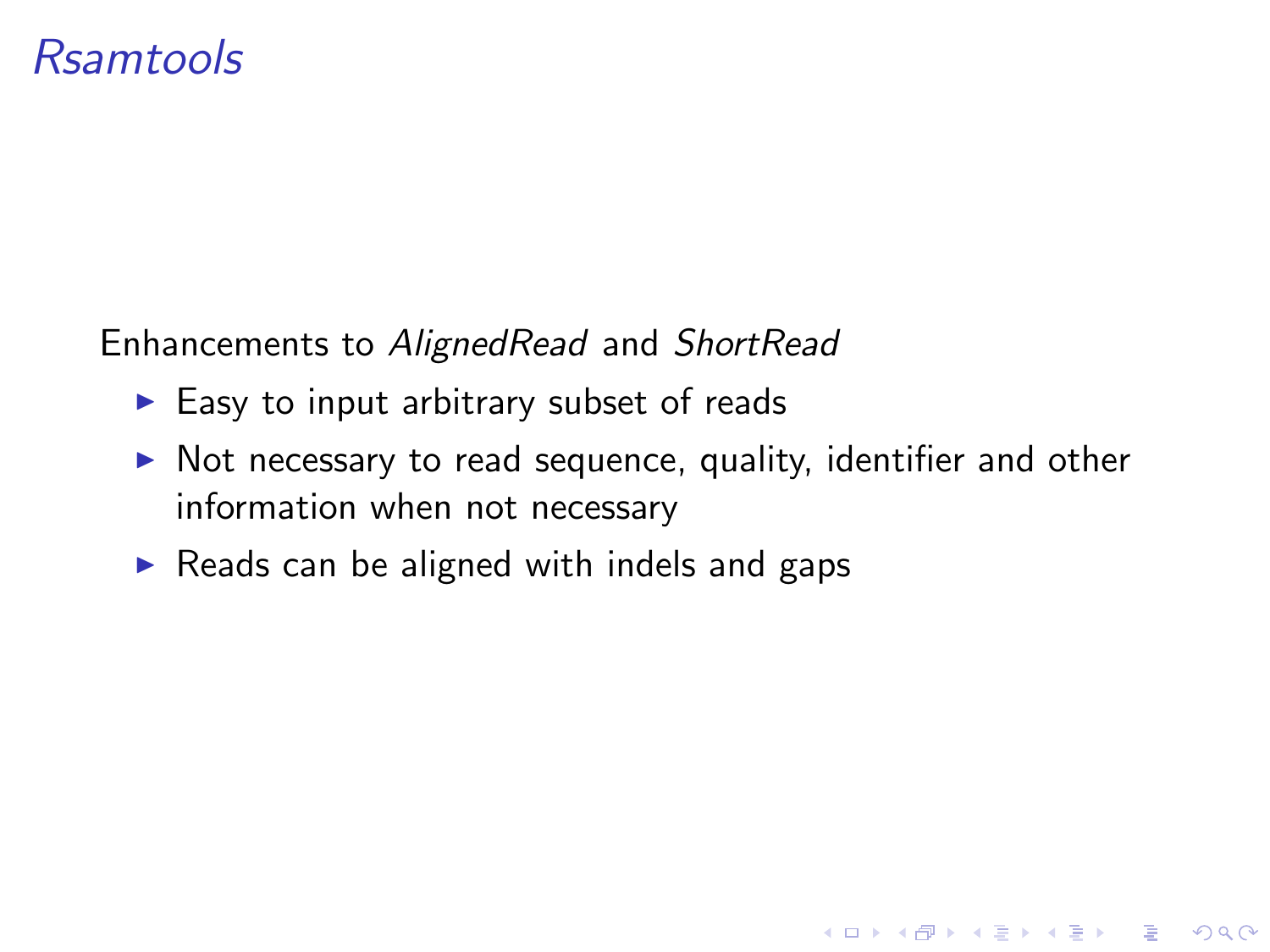# *Rsamtools*

Enhancements to *AlignedRead* and *ShortRead*

- Easy to input arbitrary subset of reads
- Not necessary to read sequence, quality, identifier and other information when not necessary
- Reads can be aligned with indels and gaps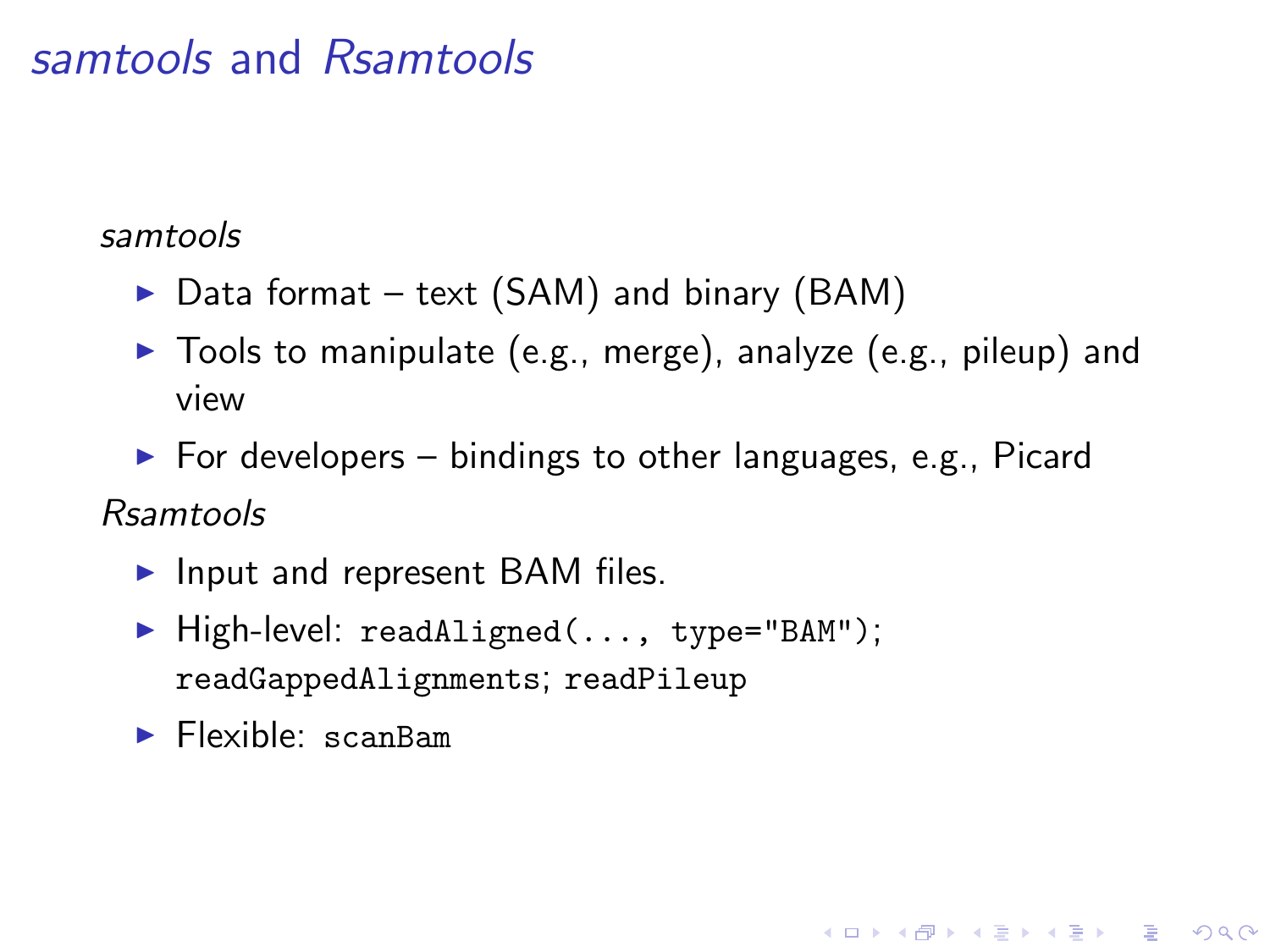# *samtools* and *Rsamtools*

*samtools*

- Data format – text (SAM) and binary (BAM)
- Tools to manipulate (e.g., merge), analyze (e.g., pileup) and view
- For developers – bindings to other languages, e.g., Picard

*Rsamtools*

- Input and represent BAM files.
- High-level: `readAligned(..., type="BAM")`; `readGappedAlignments`; `readPileup`
- Flexible: `scanBam`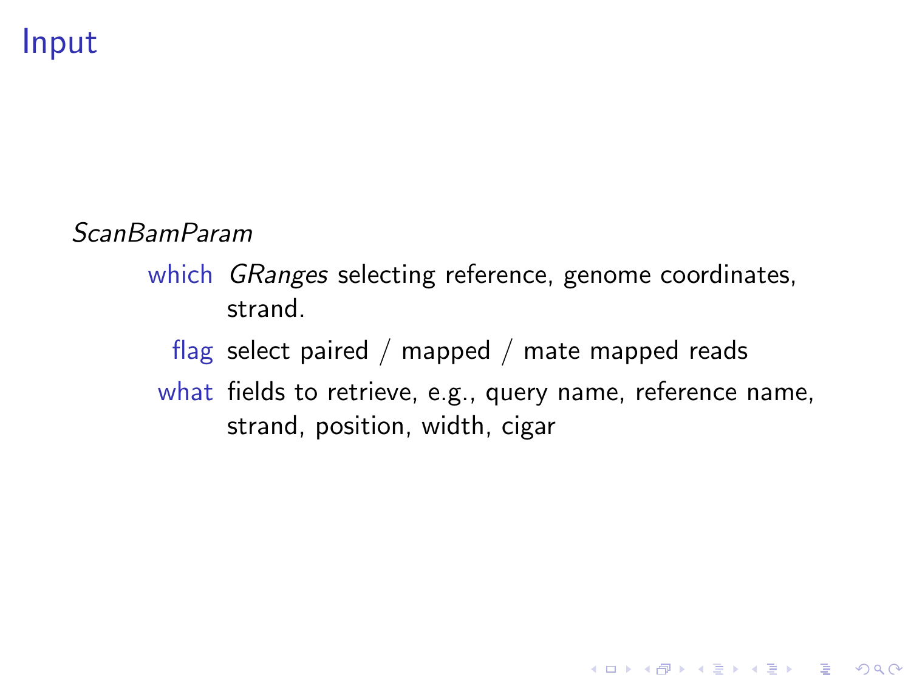# Input

*ScanBamParam*

which
: *GRanges* selecting reference, genome coordinates, strand.

flag
: select paired / mapped / mate mapped reads

what
: fields to retrieve, e.g., query name, reference name, strand, position, width, cigar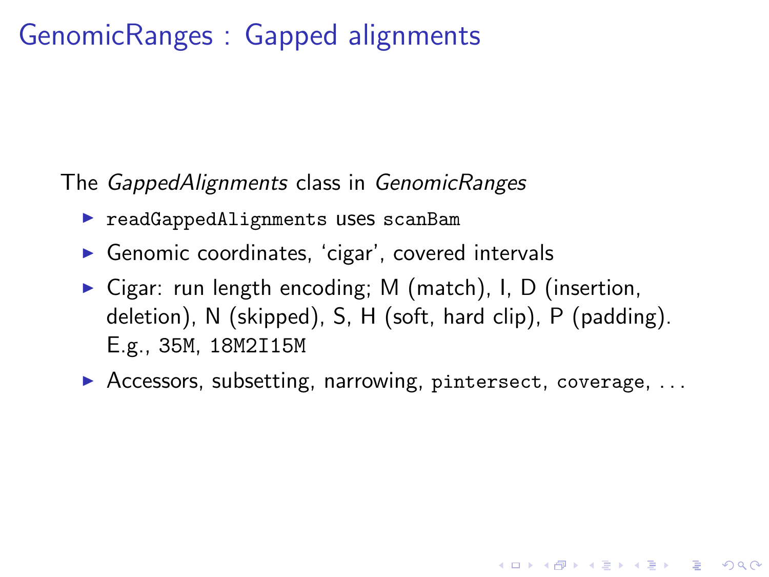# GenomicRanges : Gapped alignments

The *GappedAlignments* class in *GenomicRanges*

- `readGappedAlignments` uses `scanBam`
- Genomic coordinates, 'cigar', covered intervals
- Cigar: run length encoding; M (match), I, D (insertion, deletion), N (skipped), S, H (soft, hard clip), P (padding). E.g., `35M`, `18M2I15M`
- Accessors, subsetting, narrowing, `pintersect`, `coverage`, ...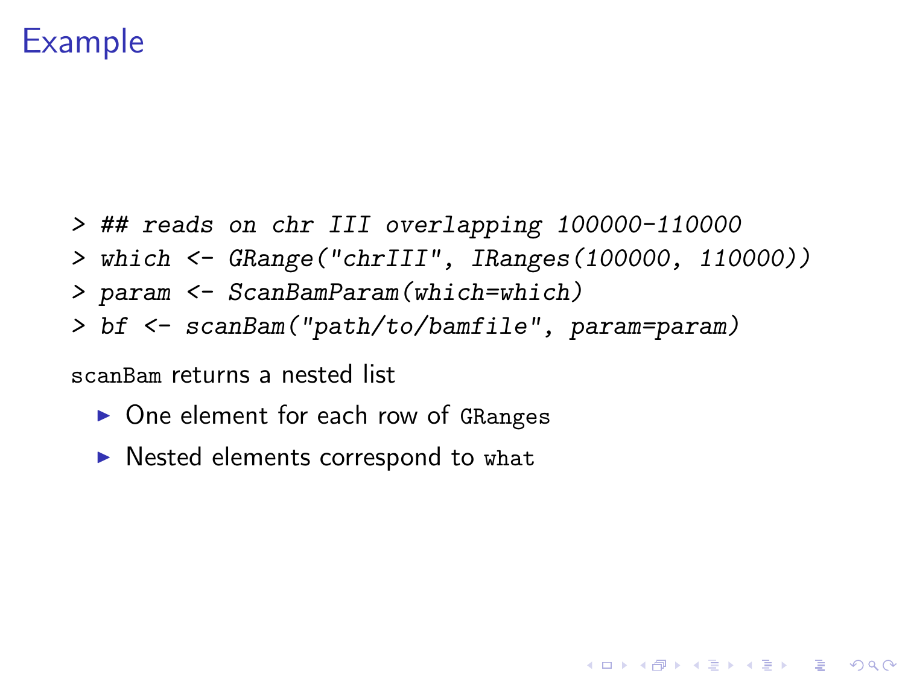# Example

```
> ## reads on chr III overlapping 100000-110000
> which <- GRange("chrIII", IRanges(100000, 110000))
> param <- ScanBamParam(which=which)
> bf <- scanBam("path/to/bamfile", param=param)
```

`scanBam` returns a nested list

- One element for each row of `GRanges`
- Nested elements correspond to `what`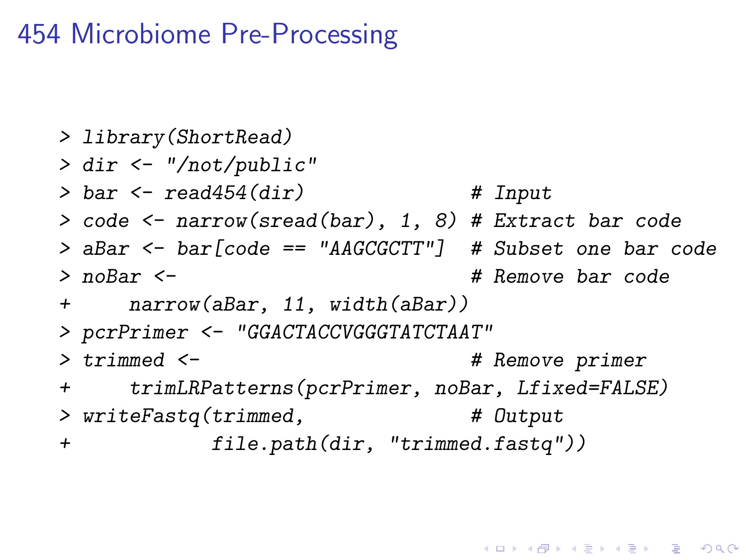# 454 Microbiome Pre-Processing

```
> library(ShortRead)
> dir <- "/not/public"
> bar <- read454(dir)                   # Input
> code <- narrow(sread(bar), 1, 8) # Extract bar code
> aBar <- bar[code == "AAGCGCTT"]  # Subset one bar code
> noBar <-                              # Remove bar code
+     narrow(aBar, 11, width(aBar))
> pcrPrimer <- "GGACTACCVGGGTATCTAAT"
> trimmed <-                            # Remove primer
+     trimLRPatterns(pcrPrimer, noBar, Lfixed=FALSE)
> writeFastq(trimmed,                   # Output
+            file.path(dir, "trimmed.fastq"))
```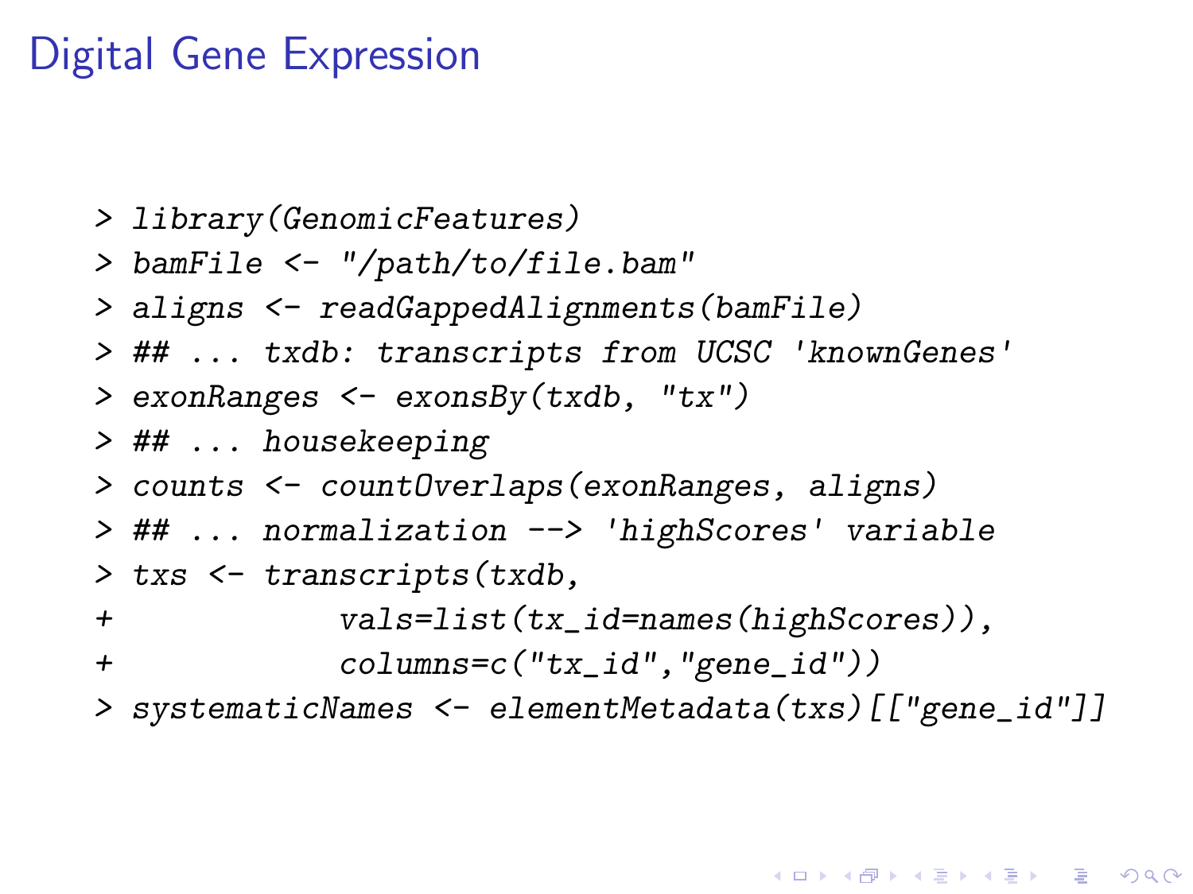# Digital Gene Expression

```
> library(GenomicFeatures)
> bamFile <- "/path/to/file.bam"
> aligns <- readGappedAlignments(bamFile)
> ## ... txdb: transcripts from UCSC 'knownGenes'
> exonRanges <- exonsBy(txdb, "tx")
> ## ... housekeeping
> counts <- countOverlaps(exonRanges, aligns)
> ## ... normalization --> 'highScores' variable
> txs <- transcripts(txdb,
+             vals=list(tx_id=names(highScores)),
+             columns=c("tx_id","gene_id"))
> systematicNames <- elementMetadata(txs)[["gene_id"]]
```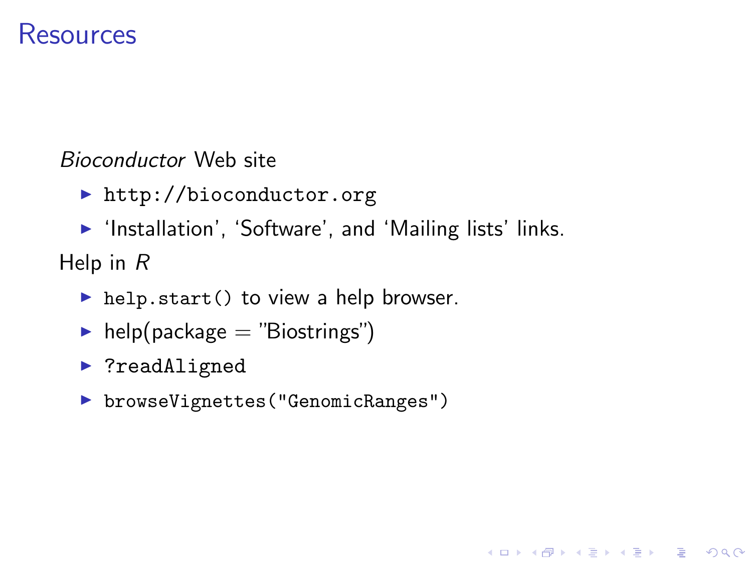# Resources

*Bioconductor* Web site

- `http://bioconductor.org`
- 'Installation', 'Software', and 'Mailing lists' links.

Help in *R*

- `help.start()` to view a help browser.
- help(package = "Biostrings")
- `?readAligned`
- `browseVignettes("GenomicRanges")`